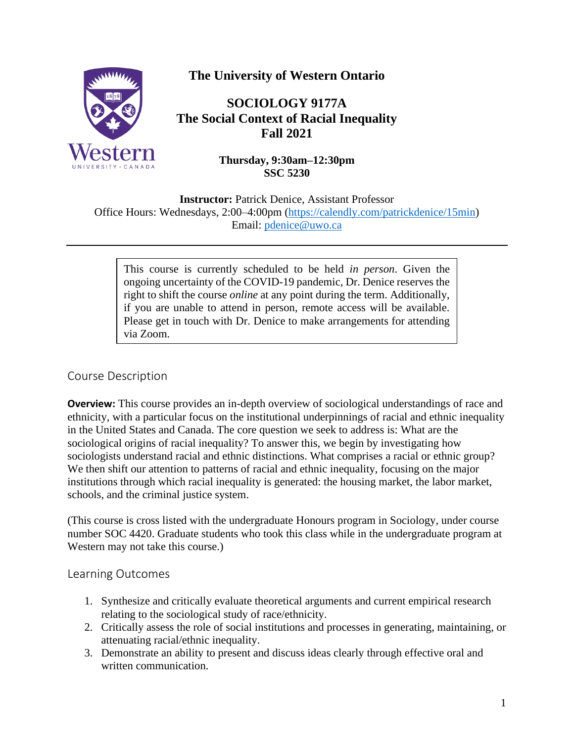# The University of Western Ontario

## SOCIOLOGY 9177A
## The Social Context of Racial Inequality
## Fall 2021

**Thursday, 9:30am–12:30pm**
**SSC 5230**

**Instructor:** Patrick Denice, Assistant Professor
Office Hours: Wednesdays, 2:00–4:00pm (https://calendly.com/patrickdenice/15min)
Email: pdenice@uwo.ca

---

This course is currently scheduled to be held *in person*. Given the ongoing uncertainty of the COVID-19 pandemic, Dr. Denice reserves the right to shift the course *online* at any point during the term. Additionally, if you are unable to attend in person, remote access will be available. Please get in touch with Dr. Denice to make arrangements for attending via Zoom.

## Course Description

**Overview:** This course provides an in-depth overview of sociological understandings of race and ethnicity, with a particular focus on the institutional underpinnings of racial and ethnic inequality in the United States and Canada. The core question we seek to address is: What are the sociological origins of racial inequality? To answer this, we begin by investigating how sociologists understand racial and ethnic distinctions. What comprises a racial or ethnic group? We then shift our attention to patterns of racial and ethnic inequality, focusing on the major institutions through which racial inequality is generated: the housing market, the labor market, schools, and the criminal justice system.

(This course is cross listed with the undergraduate Honours program in Sociology, under course number SOC 4420. Graduate students who took this class while in the undergraduate program at Western may not take this course.)

## Learning Outcomes

1. Synthesize and critically evaluate theoretical arguments and current empirical research relating to the sociological study of race/ethnicity.
2. Critically assess the role of social institutions and processes in generating, maintaining, or attenuating racial/ethnic inequality.
3. Demonstrate an ability to present and discuss ideas clearly through effective oral and written communication.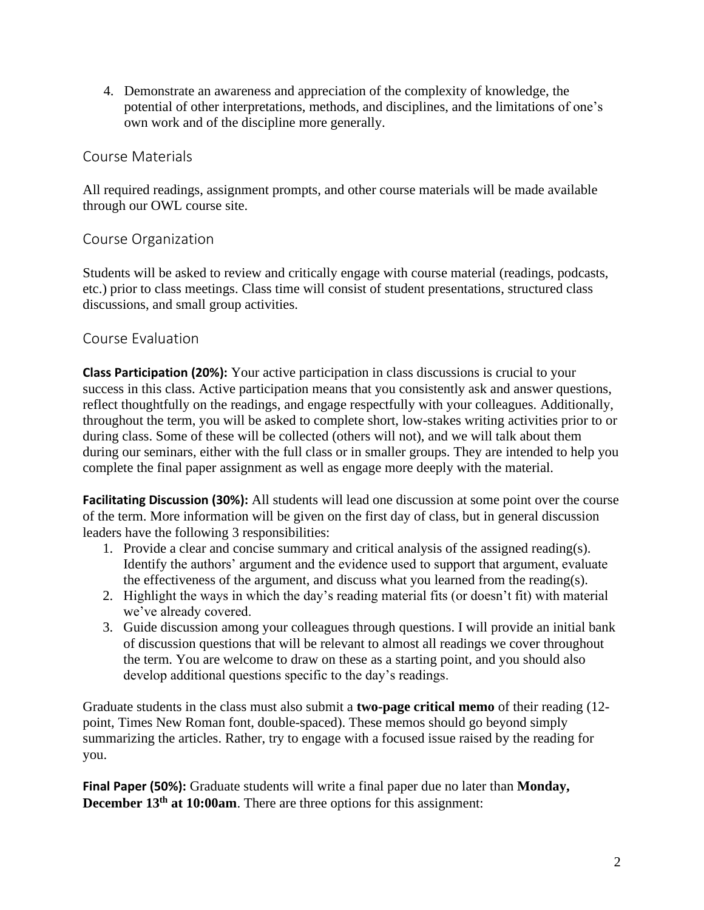4. Demonstrate an awareness and appreciation of the complexity of knowledge, the potential of other interpretations, methods, and disciplines, and the limitations of one's own work and of the discipline more generally.

## Course Materials

All required readings, assignment prompts, and other course materials will be made available through our OWL course site.

## Course Organization

Students will be asked to review and critically engage with course material (readings, podcasts, etc.) prior to class meetings. Class time will consist of student presentations, structured class discussions, and small group activities.

## Course Evaluation

**Class Participation (20%):** Your active participation in class discussions is crucial to your success in this class. Active participation means that you consistently ask and answer questions, reflect thoughtfully on the readings, and engage respectfully with your colleagues. Additionally, throughout the term, you will be asked to complete short, low-stakes writing activities prior to or during class. Some of these will be collected (others will not), and we will talk about them during our seminars, either with the full class or in smaller groups. They are intended to help you complete the final paper assignment as well as engage more deeply with the material.

**Facilitating Discussion (30%):** All students will lead one discussion at some point over the course of the term. More information will be given on the first day of class, but in general discussion leaders have the following 3 responsibilities:

1. Provide a clear and concise summary and critical analysis of the assigned reading(s). Identify the authors' argument and the evidence used to support that argument, evaluate the effectiveness of the argument, and discuss what you learned from the reading(s).
2. Highlight the ways in which the day's reading material fits (or doesn't fit) with material we've already covered.
3. Guide discussion among your colleagues through questions. I will provide an initial bank of discussion questions that will be relevant to almost all readings we cover throughout the term. You are welcome to draw on these as a starting point, and you should also develop additional questions specific to the day's readings.

Graduate students in the class must also submit a **two-page critical memo** of their reading (12-point, Times New Roman font, double-spaced). These memos should go beyond simply summarizing the articles. Rather, try to engage with a focused issue raised by the reading for you.

**Final Paper (50%):** Graduate students will write a final paper due no later than **Monday, December 13th at 10:00am**. There are three options for this assignment: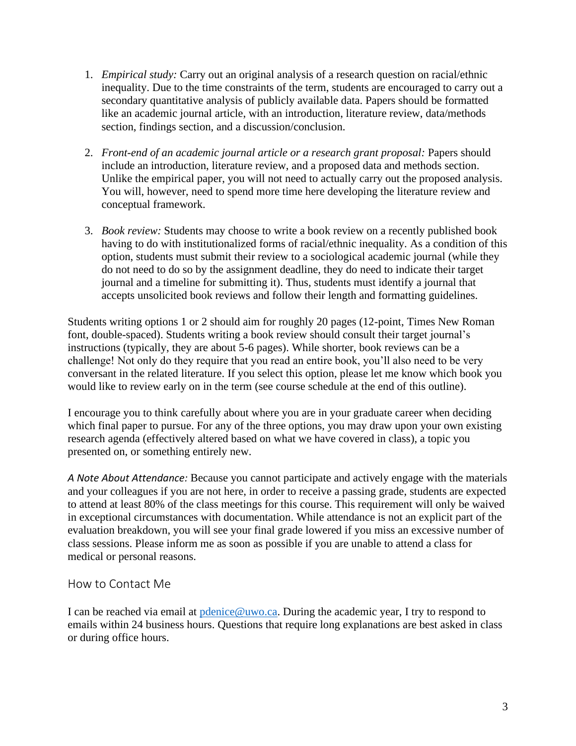1. *Empirical study:* Carry out an original analysis of a research question on racial/ethnic inequality. Due to the time constraints of the term, students are encouraged to carry out a secondary quantitative analysis of publicly available data. Papers should be formatted like an academic journal article, with an introduction, literature review, data/methods section, findings section, and a discussion/conclusion.

2. *Front-end of an academic journal article or a research grant proposal:* Papers should include an introduction, literature review, and a proposed data and methods section. Unlike the empirical paper, you will not need to actually carry out the proposed analysis. You will, however, need to spend more time here developing the literature review and conceptual framework.

3. *Book review:* Students may choose to write a book review on a recently published book having to do with institutionalized forms of racial/ethnic inequality. As a condition of this option, students must submit their review to a sociological academic journal (while they do not need to do so by the assignment deadline, they do need to indicate their target journal and a timeline for submitting it). Thus, students must identify a journal that accepts unsolicited book reviews and follow their length and formatting guidelines.

Students writing options 1 or 2 should aim for roughly 20 pages (12-point, Times New Roman font, double-spaced). Students writing a book review should consult their target journal's instructions (typically, they are about 5-6 pages). While shorter, book reviews can be a challenge! Not only do they require that you read an entire book, you'll also need to be very conversant in the related literature. If you select this option, please let me know which book you would like to review early on in the term (see course schedule at the end of this outline).

I encourage you to think carefully about where you are in your graduate career when deciding which final paper to pursue. For any of the three options, you may draw upon your own existing research agenda (effectively altered based on what we have covered in class), a topic you presented on, or something entirely new.

*A Note About Attendance:* Because you cannot participate and actively engage with the materials and your colleagues if you are not here, in order to receive a passing grade, students are expected to attend at least 80% of the class meetings for this course. This requirement will only be waived in exceptional circumstances with documentation. While attendance is not an explicit part of the evaluation breakdown, you will see your final grade lowered if you miss an excessive number of class sessions. Please inform me as soon as possible if you are unable to attend a class for medical or personal reasons.

## How to Contact Me

I can be reached via email at pdenice@uwo.ca. During the academic year, I try to respond to emails within 24 business hours. Questions that require long explanations are best asked in class or during office hours.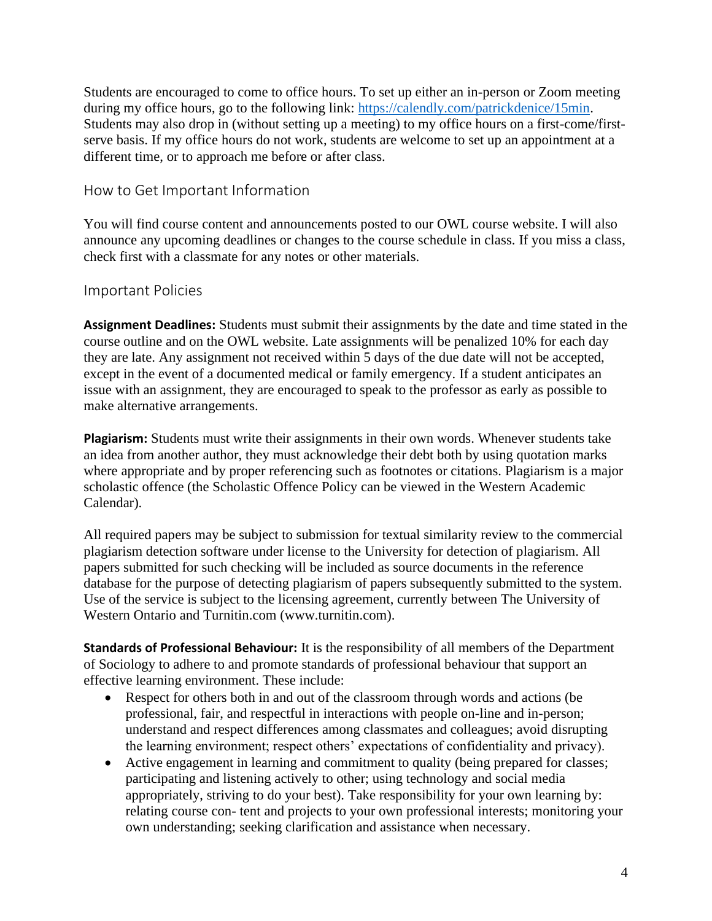Students are encouraged to come to office hours. To set up either an in-person or Zoom meeting during my office hours, go to the following link: https://calendly.com/patrickdenice/15min. Students may also drop in (without setting up a meeting) to my office hours on a first-come/first-serve basis. If my office hours do not work, students are welcome to set up an appointment at a different time, or to approach me before or after class.

## How to Get Important Information

You will find course content and announcements posted to our OWL course website. I will also announce any upcoming deadlines or changes to the course schedule in class. If you miss a class, check first with a classmate for any notes or other materials.

## Important Policies

**Assignment Deadlines:** Students must submit their assignments by the date and time stated in the course outline and on the OWL website. Late assignments will be penalized 10% for each day they are late. Any assignment not received within 5 days of the due date will not be accepted, except in the event of a documented medical or family emergency. If a student anticipates an issue with an assignment, they are encouraged to speak to the professor as early as possible to make alternative arrangements.

**Plagiarism:** Students must write their assignments in their own words. Whenever students take an idea from another author, they must acknowledge their debt both by using quotation marks where appropriate and by proper referencing such as footnotes or citations. Plagiarism is a major scholastic offence (the Scholastic Offence Policy can be viewed in the Western Academic Calendar).

All required papers may be subject to submission for textual similarity review to the commercial plagiarism detection software under license to the University for detection of plagiarism. All papers submitted for such checking will be included as source documents in the reference database for the purpose of detecting plagiarism of papers subsequently submitted to the system. Use of the service is subject to the licensing agreement, currently between The University of Western Ontario and Turnitin.com (www.turnitin.com).

**Standards of Professional Behaviour:** It is the responsibility of all members of the Department of Sociology to adhere to and promote standards of professional behaviour that support an effective learning environment. These include:

- Respect for others both in and out of the classroom through words and actions (be professional, fair, and respectful in interactions with people on-line and in-person; understand and respect differences among classmates and colleagues; avoid disrupting the learning environment; respect others' expectations of confidentiality and privacy).
- Active engagement in learning and commitment to quality (being prepared for classes; participating and listening actively to other; using technology and social media appropriately, striving to do your best). Take responsibility for your own learning by: relating course con- tent and projects to your own professional interests; monitoring your own understanding; seeking clarification and assistance when necessary.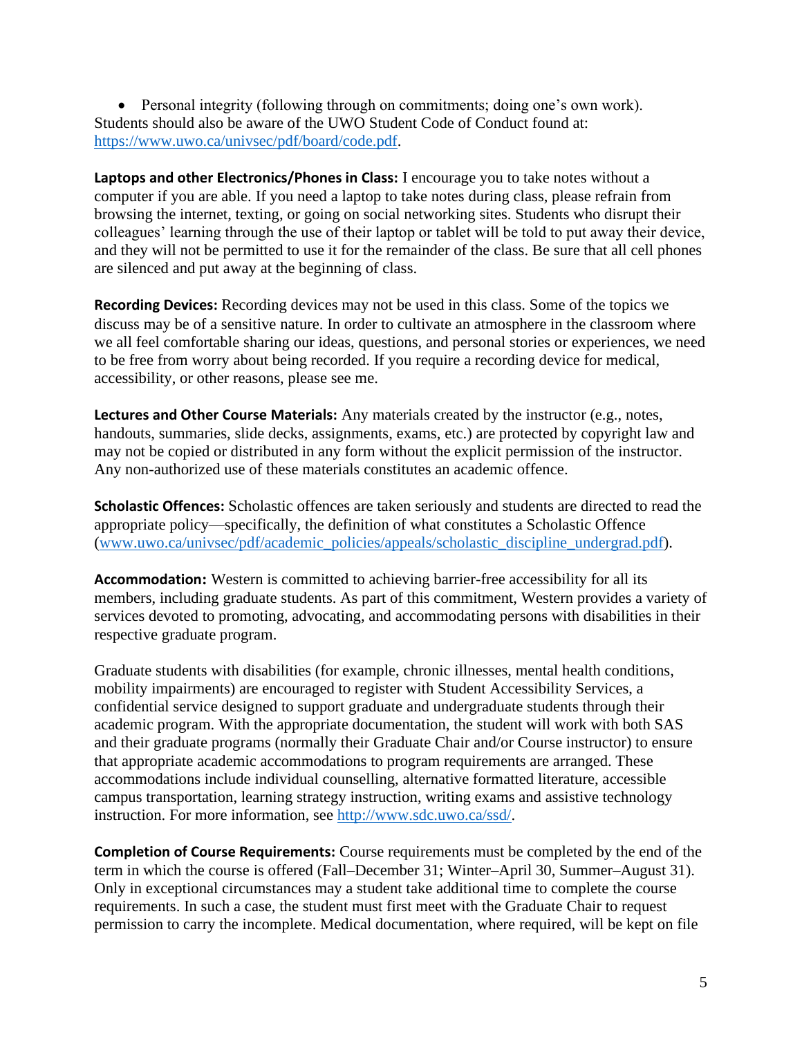- Personal integrity (following through on commitments; doing one's own work).

Students should also be aware of the UWO Student Code of Conduct found at: https://www.uwo.ca/univsec/pdf/board/code.pdf.

**Laptops and other Electronics/Phones in Class:** I encourage you to take notes without a computer if you are able. If you need a laptop to take notes during class, please refrain from browsing the internet, texting, or going on social networking sites. Students who disrupt their colleagues' learning through the use of their laptop or tablet will be told to put away their device, and they will not be permitted to use it for the remainder of the class. Be sure that all cell phones are silenced and put away at the beginning of class.

**Recording Devices:** Recording devices may not be used in this class. Some of the topics we discuss may be of a sensitive nature. In order to cultivate an atmosphere in the classroom where we all feel comfortable sharing our ideas, questions, and personal stories or experiences, we need to be free from worry about being recorded. If you require a recording device for medical, accessibility, or other reasons, please see me.

**Lectures and Other Course Materials:** Any materials created by the instructor (e.g., notes, handouts, summaries, slide decks, assignments, exams, etc.) are protected by copyright law and may not be copied or distributed in any form without the explicit permission of the instructor. Any non-authorized use of these materials constitutes an academic offence.

**Scholastic Offences:** Scholastic offences are taken seriously and students are directed to read the appropriate policy—specifically, the definition of what constitutes a Scholastic Offence (www.uwo.ca/univsec/pdf/academic_policies/appeals/scholastic_discipline_undergrad.pdf).

**Accommodation:** Western is committed to achieving barrier-free accessibility for all its members, including graduate students. As part of this commitment, Western provides a variety of services devoted to promoting, advocating, and accommodating persons with disabilities in their respective graduate program.

Graduate students with disabilities (for example, chronic illnesses, mental health conditions, mobility impairments) are encouraged to register with Student Accessibility Services, a confidential service designed to support graduate and undergraduate students through their academic program. With the appropriate documentation, the student will work with both SAS and their graduate programs (normally their Graduate Chair and/or Course instructor) to ensure that appropriate academic accommodations to program requirements are arranged. These accommodations include individual counselling, alternative formatted literature, accessible campus transportation, learning strategy instruction, writing exams and assistive technology instruction. For more information, see http://www.sdc.uwo.ca/ssd/.

**Completion of Course Requirements:** Course requirements must be completed by the end of the term in which the course is offered (Fall–December 31; Winter–April 30, Summer–August 31). Only in exceptional circumstances may a student take additional time to complete the course requirements. In such a case, the student must first meet with the Graduate Chair to request permission to carry the incomplete. Medical documentation, where required, will be kept on file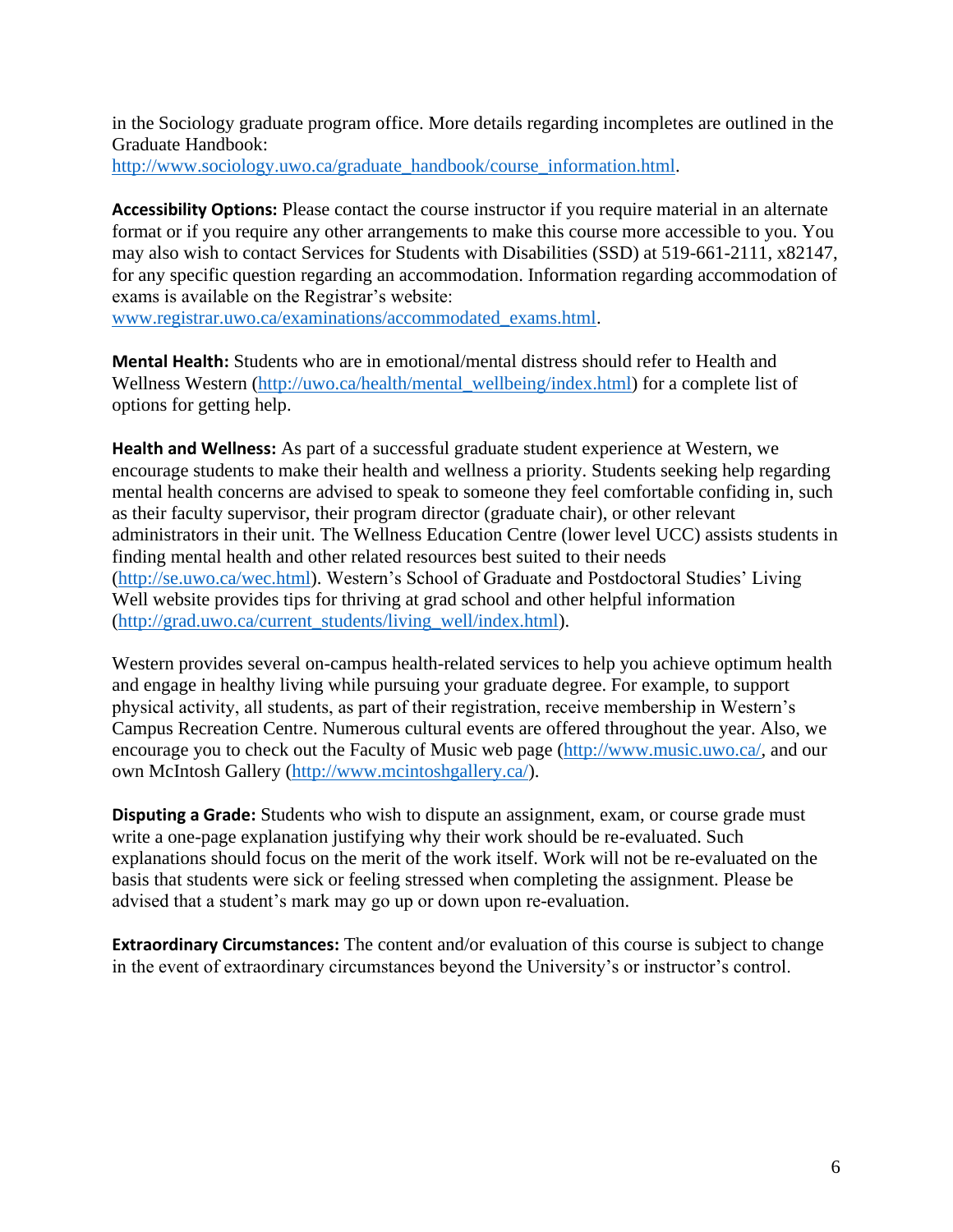in the Sociology graduate program office. More details regarding incompletes are outlined in the Graduate Handbook:
http://www.sociology.uwo.ca/graduate_handbook/course_information.html.

**Accessibility Options:** Please contact the course instructor if you require material in an alternate format or if you require any other arrangements to make this course more accessible to you. You may also wish to contact Services for Students with Disabilities (SSD) at 519-661-2111, x82147, for any specific question regarding an accommodation. Information regarding accommodation of exams is available on the Registrar's website:
www.registrar.uwo.ca/examinations/accommodated_exams.html.

**Mental Health:** Students who are in emotional/mental distress should refer to Health and Wellness Western (http://uwo.ca/health/mental_wellbeing/index.html) for a complete list of options for getting help.

**Health and Wellness:** As part of a successful graduate student experience at Western, we encourage students to make their health and wellness a priority. Students seeking help regarding mental health concerns are advised to speak to someone they feel comfortable confiding in, such as their faculty supervisor, their program director (graduate chair), or other relevant administrators in their unit. The Wellness Education Centre (lower level UCC) assists students in finding mental health and other related resources best suited to their needs (http://se.uwo.ca/wec.html). Western's School of Graduate and Postdoctoral Studies' Living Well website provides tips for thriving at grad school and other helpful information (http://grad.uwo.ca/current_students/living_well/index.html).

Western provides several on-campus health-related services to help you achieve optimum health and engage in healthy living while pursuing your graduate degree. For example, to support physical activity, all students, as part of their registration, receive membership in Western's Campus Recreation Centre. Numerous cultural events are offered throughout the year. Also, we encourage you to check out the Faculty of Music web page (http://www.music.uwo.ca/, and our own McIntosh Gallery (http://www.mcintoshgallery.ca/).

**Disputing a Grade:** Students who wish to dispute an assignment, exam, or course grade must write a one-page explanation justifying why their work should be re-evaluated. Such explanations should focus on the merit of the work itself. Work will not be re-evaluated on the basis that students were sick or feeling stressed when completing the assignment. Please be advised that a student's mark may go up or down upon re-evaluation.

**Extraordinary Circumstances:** The content and/or evaluation of this course is subject to change in the event of extraordinary circumstances beyond the University's or instructor's control.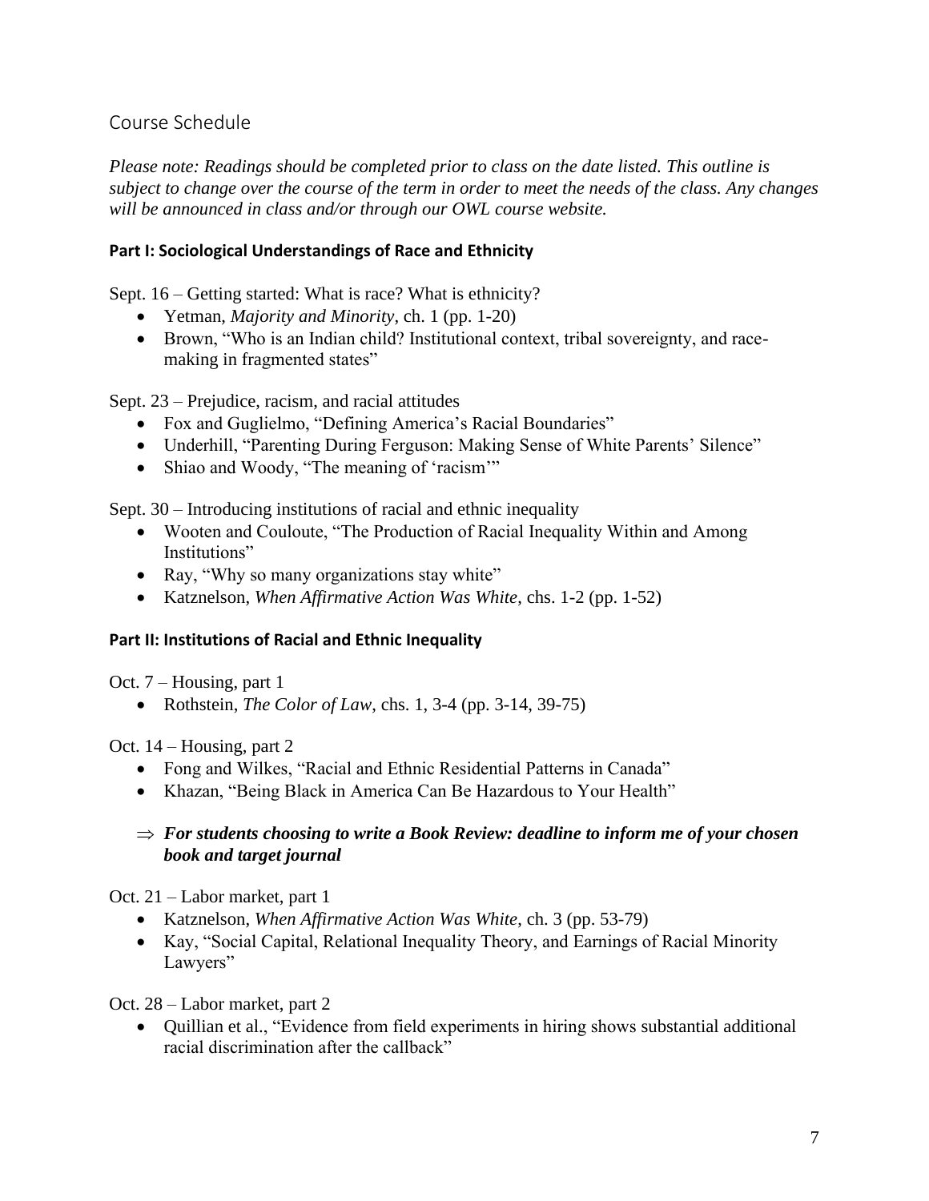## Course Schedule

*Please note: Readings should be completed prior to class on the date listed. This outline is subject to change over the course of the term in order to meet the needs of the class. Any changes will be announced in class and/or through our OWL course website.*

### Part I: Sociological Understandings of Race and Ethnicity

Sept. 16 – Getting started: What is race? What is ethnicity?

- Yetman, *Majority and Minority*, ch. 1 (pp. 1-20)
- Brown, "Who is an Indian child? Institutional context, tribal sovereignty, and race-making in fragmented states"

Sept. 23 – Prejudice, racism, and racial attitudes

- Fox and Guglielmo, "Defining America's Racial Boundaries"
- Underhill, "Parenting During Ferguson: Making Sense of White Parents' Silence"
- Shiao and Woody, "The meaning of 'racism'"

Sept. 30 – Introducing institutions of racial and ethnic inequality

- Wooten and Couloute, "The Production of Racial Inequality Within and Among Institutions"
- Ray, "Why so many organizations stay white"
- Katznelson, *When Affirmative Action Was White*, chs. 1-2 (pp. 1-52)

### Part II: Institutions of Racial and Ethnic Inequality

Oct. 7 – Housing, part 1

- Rothstein, *The Color of Law*, chs. 1, 3-4 (pp. 3-14, 39-75)

Oct. 14 – Housing, part 2

- Fong and Wilkes, "Racial and Ethnic Residential Patterns in Canada"
- Khazan, "Being Black in America Can Be Hazardous to Your Health"

⇒ ***For students choosing to write a Book Review: deadline to inform me of your chosen book and target journal***

Oct. 21 – Labor market, part 1

- Katznelson, *When Affirmative Action Was White*, ch. 3 (pp. 53-79)
- Kay, "Social Capital, Relational Inequality Theory, and Earnings of Racial Minority Lawyers"

Oct. 28 – Labor market, part 2

- Quillian et al., "Evidence from field experiments in hiring shows substantial additional racial discrimination after the callback"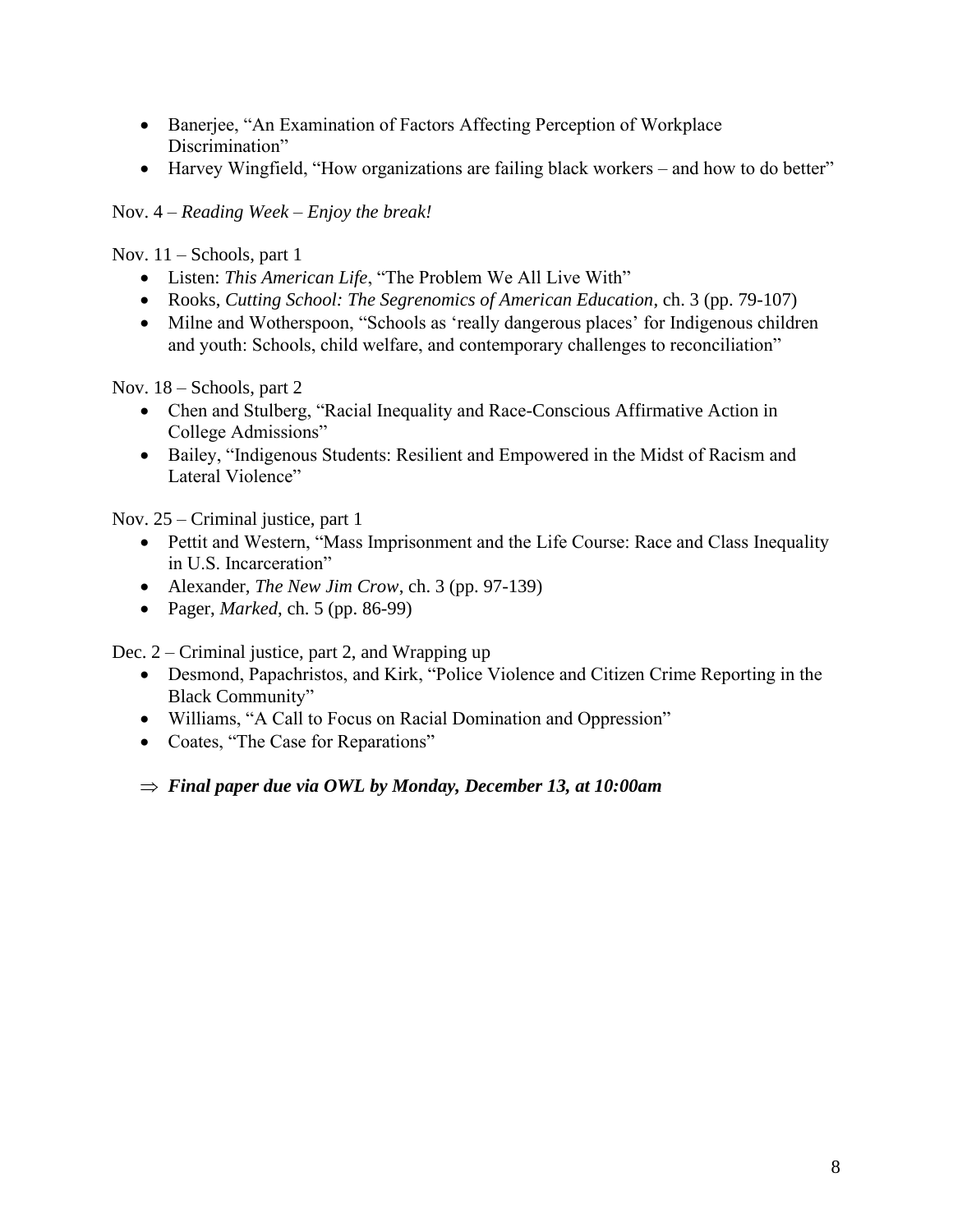- Banerjee, "An Examination of Factors Affecting Perception of Workplace Discrimination"
- Harvey Wingfield, "How organizations are failing black workers – and how to do better"

Nov. 4 – *Reading Week – Enjoy the break!*

Nov. 11 – Schools, part 1

- Listen: *This American Life*, "The Problem We All Live With"
- Rooks, *Cutting School: The Segrenomics of American Education*, ch. 3 (pp. 79-107)
- Milne and Wotherspoon, "Schools as 'really dangerous places' for Indigenous children and youth: Schools, child welfare, and contemporary challenges to reconciliation"

Nov. 18 – Schools, part 2

- Chen and Stulberg, "Racial Inequality and Race-Conscious Affirmative Action in College Admissions"
- Bailey, "Indigenous Students: Resilient and Empowered in the Midst of Racism and Lateral Violence"

Nov. 25 – Criminal justice, part 1

- Pettit and Western, "Mass Imprisonment and the Life Course: Race and Class Inequality in U.S. Incarceration"
- Alexander, *The New Jim Crow*, ch. 3 (pp. 97-139)
- Pager, *Marked*, ch. 5 (pp. 86-99)

Dec. 2 – Criminal justice, part 2, and Wrapping up

- Desmond, Papachristos, and Kirk, "Police Violence and Citizen Crime Reporting in the Black Community"
- Williams, "A Call to Focus on Racial Domination and Oppression"
- Coates, "The Case for Reparations"

⇒ ***Final paper due via OWL by Monday, December 13, at 10:00am***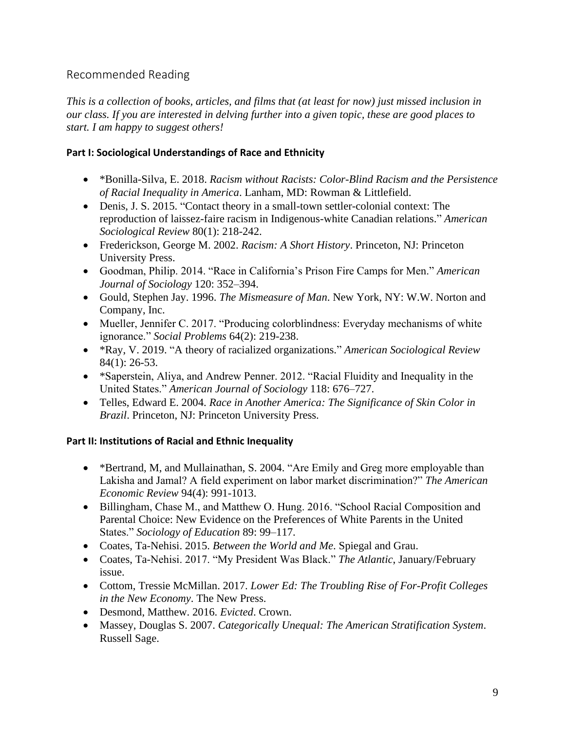## Recommended Reading

*This is a collection of books, articles, and films that (at least for now) just missed inclusion in our class. If you are interested in delving further into a given topic, these are good places to start. I am happy to suggest others!*

### Part I: Sociological Understandings of Race and Ethnicity

- *Bonilla-Silva, E. 2018. *Racism without Racists: Color-Blind Racism and the Persistence of Racial Inequality in America*. Lanham, MD: Rowman & Littlefield.
- Denis, J. S. 2015. "Contact theory in a small-town settler-colonial context: The reproduction of laissez-faire racism in Indigenous-white Canadian relations." *American Sociological Review* 80(1): 218-242.
- Frederickson, George M. 2002. *Racism: A Short History*. Princeton, NJ: Princeton University Press.
- Goodman, Philip. 2014. "Race in California's Prison Fire Camps for Men." *American Journal of Sociology* 120: 352–394.
- Gould, Stephen Jay. 1996. *The Mismeasure of Man*. New York, NY: W.W. Norton and Company, Inc.
- Mueller, Jennifer C. 2017. "Producing colorblindness: Everyday mechanisms of white ignorance." *Social Problems* 64(2): 219-238.
- *Ray, V. 2019. "A theory of racialized organizations." *American Sociological Review* 84(1): 26-53.
- *Saperstein, Aliya, and Andrew Penner. 2012. "Racial Fluidity and Inequality in the United States." *American Journal of Sociology* 118: 676–727.
- Telles, Edward E. 2004. *Race in Another America: The Significance of Skin Color in Brazil*. Princeton, NJ: Princeton University Press.

### Part II: Institutions of Racial and Ethnic Inequality

- *Bertrand, M, and Mullainathan, S. 2004. "Are Emily and Greg more employable than Lakisha and Jamal? A field experiment on labor market discrimination?" *The American Economic Review* 94(4): 991-1013.
- Billingham, Chase M., and Matthew O. Hung. 2016. "School Racial Composition and Parental Choice: New Evidence on the Preferences of White Parents in the United States." *Sociology of Education* 89: 99–117.
- Coates, Ta-Nehisi. 2015. *Between the World and Me*. Spiegal and Grau.
- Coates, Ta-Nehisi. 2017. "My President Was Black." *The Atlantic*, January/February issue.
- Cottom, Tressie McMillan. 2017. *Lower Ed: The Troubling Rise of For-Profit Colleges in the New Economy*. The New Press.
- Desmond, Matthew. 2016. *Evicted*. Crown.
- Massey, Douglas S. 2007. *Categorically Unequal: The American Stratification System*. Russell Sage.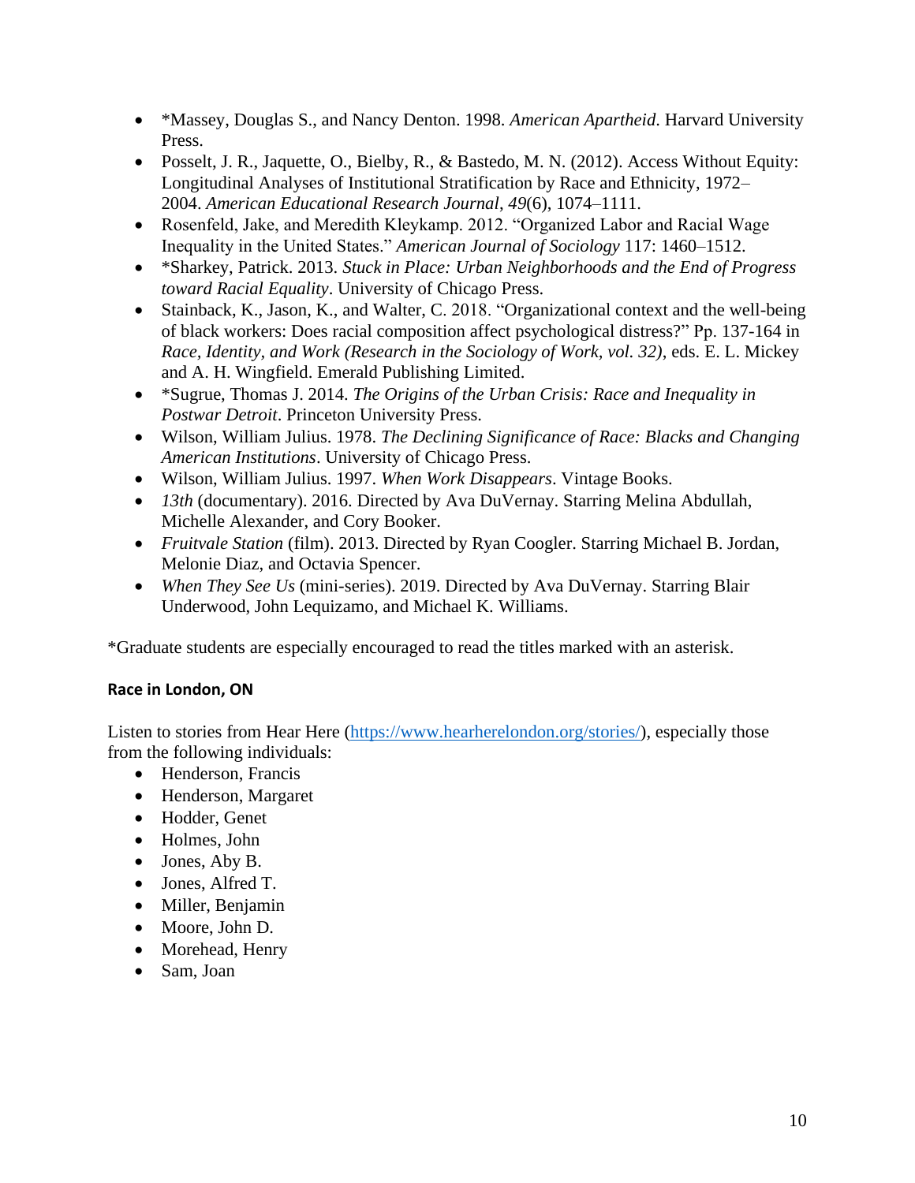- *Massey, Douglas S., and Nancy Denton. 1998. *American Apartheid*. Harvard University Press.
- Posselt, J. R., Jaquette, O., Bielby, R., & Bastedo, M. N. (2012). Access Without Equity: Longitudinal Analyses of Institutional Stratification by Race and Ethnicity, 1972–2004. *American Educational Research Journal*, *49*(6), 1074–1111.
- Rosenfeld, Jake, and Meredith Kleykamp. 2012. "Organized Labor and Racial Wage Inequality in the United States." *American Journal of Sociology* 117: 1460–1512.
- *Sharkey, Patrick. 2013. *Stuck in Place: Urban Neighborhoods and the End of Progress toward Racial Equality*. University of Chicago Press.
- Stainback, K., Jason, K., and Walter, C. 2018. "Organizational context and the well-being of black workers: Does racial composition affect psychological distress?" Pp. 137-164 in *Race, Identity, and Work (Research in the Sociology of Work, vol. 32)*, eds. E. L. Mickey and A. H. Wingfield. Emerald Publishing Limited.
- *Sugrue, Thomas J. 2014. *The Origins of the Urban Crisis: Race and Inequality in Postwar Detroit*. Princeton University Press.
- Wilson, William Julius. 1978. *The Declining Significance of Race: Blacks and Changing American Institutions*. University of Chicago Press.
- Wilson, William Julius. 1997. *When Work Disappears*. Vintage Books.
- *13th* (documentary). 2016. Directed by Ava DuVernay. Starring Melina Abdullah, Michelle Alexander, and Cory Booker.
- *Fruitvale Station* (film). 2013. Directed by Ryan Coogler. Starring Michael B. Jordan, Melonie Diaz, and Octavia Spencer.
- *When They See Us* (mini-series). 2019. Directed by Ava DuVernay. Starring Blair Underwood, John Lequizamo, and Michael K. Williams.

*Graduate students are especially encouraged to read the titles marked with an asterisk.

### Race in London, ON

Listen to stories from Hear Here (https://www.hearherelondon.org/stories/), especially those from the following individuals:

- Henderson, Francis
- Henderson, Margaret
- Hodder, Genet
- Holmes, John
- Jones, Aby B.
- Jones, Alfred T.
- Miller, Benjamin
- Moore, John D.
- Morehead, Henry
- Sam, Joan